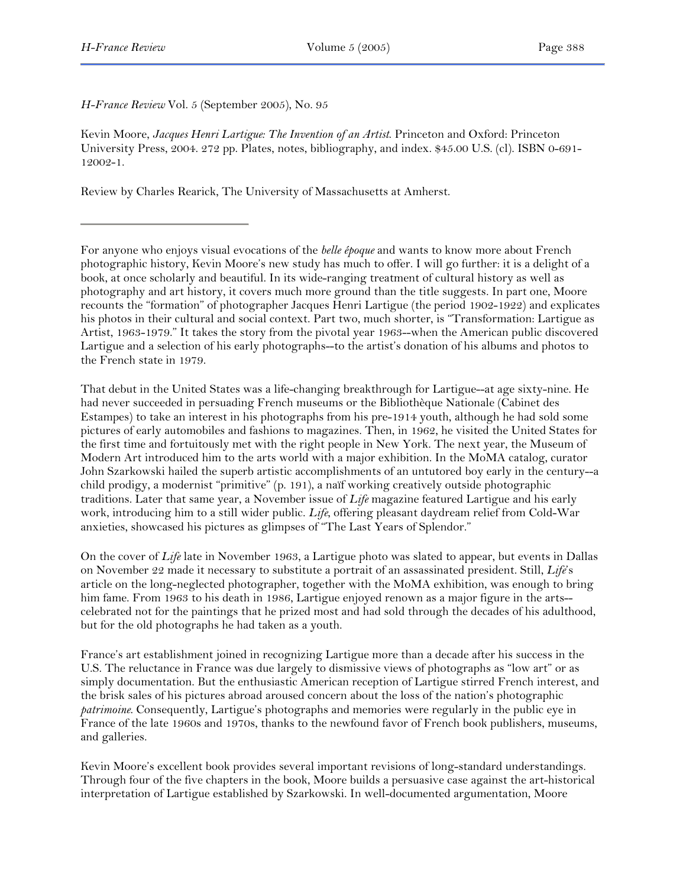*H-France Review* Vol. 5 (September 2005), No. 95

Kevin Moore, *Jacques Henri Lartigue: The Invention of an Artist*. Princeton and Oxford: Princeton University Press, 2004. 272 pp. Plates, notes, bibliography, and index. $45.00 U.S. (cl). ISBN 0-691-12002-1.

Review by Charles Rearick, The University of Massachusetts at Amherst.

---

For anyone who enjoys visual evocations of the *belle époque* and wants to know more about French photographic history, Kevin Moore's new study has much to offer. I will go further: it is a delight of a book, at once scholarly and beautiful. In its wide-ranging treatment of cultural history as well as photography and art history, it covers much more ground than the title suggests. In part one, Moore recounts the "formation" of photographer Jacques Henri Lartigue (the period 1902-1922) and explicates his photos in their cultural and social context. Part two, much shorter, is "Transformation: Lartigue as Artist, 1963-1979." It takes the story from the pivotal year 1963--when the American public discovered Lartigue and a selection of his early photographs--to the artist's donation of his albums and photos to the French state in 1979.

That debut in the United States was a life-changing breakthrough for Lartigue--at age sixty-nine. He had never succeeded in persuading French museums or the Bibliothèque Nationale (Cabinet des Estampes) to take an interest in his photographs from his pre-1914 youth, although he had sold some pictures of early automobiles and fashions to magazines. Then, in 1962, he visited the United States for the first time and fortuitously met with the right people in New York. The next year, the Museum of Modern Art introduced him to the arts world with a major exhibition. In the MoMA catalog, curator John Szarkowski hailed the superb artistic accomplishments of an untutored boy early in the century--a child prodigy, a modernist "primitive" (p. 191), a naïf working creatively outside photographic traditions. Later that same year, a November issue of *Life* magazine featured Lartigue and his early work, introducing him to a still wider public. *Life*, offering pleasant daydream relief from Cold-War anxieties, showcased his pictures as glimpses of "The Last Years of Splendor."

On the cover of *Life* late in November 1963, a Lartigue photo was slated to appear, but events in Dallas on November 22 made it necessary to substitute a portrait of an assassinated president. Still, *Life*'s article on the long-neglected photographer, together with the MoMA exhibition, was enough to bring him fame. From 1963 to his death in 1986, Lartigue enjoyed renown as a major figure in the arts--celebrated not for the paintings that he prized most and had sold through the decades of his adulthood, but for the old photographs he had taken as a youth.

France's art establishment joined in recognizing Lartigue more than a decade after his success in the U.S. The reluctance in France was due largely to dismissive views of photographs as "low art" or as simply documentation. But the enthusiastic American reception of Lartigue stirred French interest, and the brisk sales of his pictures abroad aroused concern about the loss of the nation's photographic *patrimoine*. Consequently, Lartigue's photographs and memories were regularly in the public eye in France of the late 1960s and 1970s, thanks to the newfound favor of French book publishers, museums, and galleries.

Kevin Moore's excellent book provides several important revisions of long-standard understandings. Through four of the five chapters in the book, Moore builds a persuasive case against the art-historical interpretation of Lartigue established by Szarkowski. In well-documented argumentation, Moore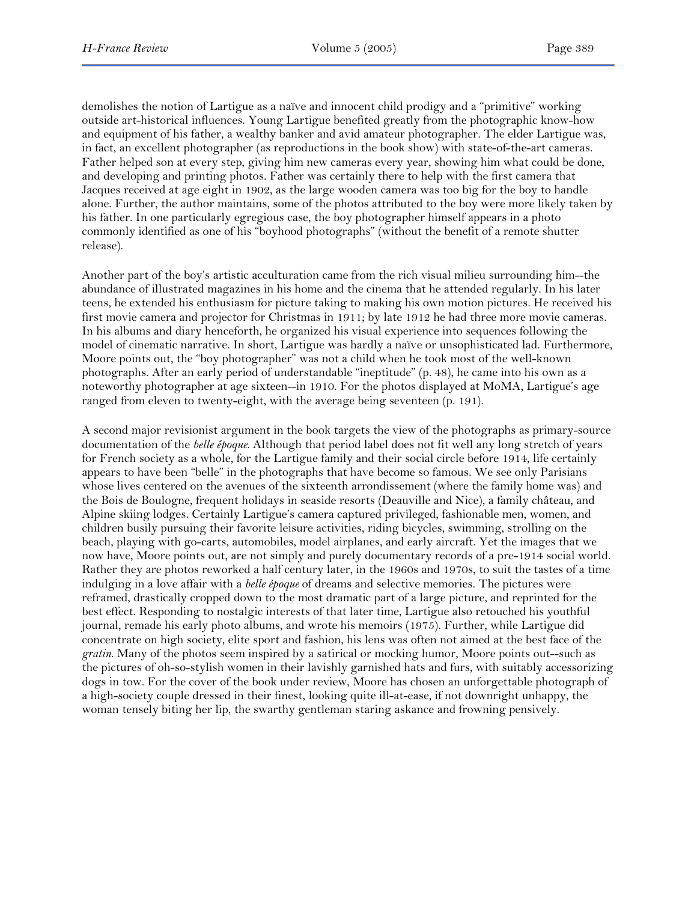demolishes the notion of Lartigue as a naïve and innocent child prodigy and a "primitive" working outside art-historical influences. Young Lartigue benefited greatly from the photographic know-how and equipment of his father, a wealthy banker and avid amateur photographer. The elder Lartigue was, in fact, an excellent photographer (as reproductions in the book show) with state-of-the-art cameras. Father helped son at every step, giving him new cameras every year, showing him what could be done, and developing and printing photos. Father was certainly there to help with the first camera that Jacques received at age eight in 1902, as the large wooden camera was too big for the boy to handle alone. Further, the author maintains, some of the photos attributed to the boy were more likely taken by his father. In one particularly egregious case, the boy photographer himself appears in a photo commonly identified as one of his "boyhood photographs" (without the benefit of a remote shutter release).

Another part of the boy's artistic acculturation came from the rich visual milieu surrounding him--the abundance of illustrated magazines in his home and the cinema that he attended regularly. In his later teens, he extended his enthusiasm for picture taking to making his own motion pictures. He received his first movie camera and projector for Christmas in 1911; by late 1912 he had three more movie cameras. In his albums and diary henceforth, he organized his visual experience into sequences following the model of cinematic narrative. In short, Lartigue was hardly a naïve or unsophisticated lad. Furthermore, Moore points out, the "boy photographer" was not a child when he took most of the well-known photographs. After an early period of understandable "ineptitude" (p. 48), he came into his own as a noteworthy photographer at age sixteen--in 1910. For the photos displayed at MoMA, Lartigue's age ranged from eleven to twenty-eight, with the average being seventeen (p. 191).

A second major revisionist argument in the book targets the view of the photographs as primary-source documentation of the *belle époque*. Although that period label does not fit well any long stretch of years for French society as a whole, for the Lartigue family and their social circle before 1914, life certainly appears to have been "belle" in the photographs that have become so famous. We see only Parisians whose lives centered on the avenues of the sixteenth arrondissement (where the family home was) and the Bois de Boulogne, frequent holidays in seaside resorts (Deauville and Nice), a family château, and Alpine skiing lodges. Certainly Lartigue's camera captured privileged, fashionable men, women, and children busily pursuing their favorite leisure activities, riding bicycles, swimming, strolling on the beach, playing with go-carts, automobiles, model airplanes, and early aircraft. Yet the images that we now have, Moore points out, are not simply and purely documentary records of a pre-1914 social world. Rather they are photos reworked a half century later, in the 1960s and 1970s, to suit the tastes of a time indulging in a love affair with a *belle époque* of dreams and selective memories. The pictures were reframed, drastically cropped down to the most dramatic part of a large picture, and reprinted for the best effect. Responding to nostalgic interests of that later time, Lartigue also retouched his youthful journal, remade his early photo albums, and wrote his memoirs (1975). Further, while Lartigue did concentrate on high society, elite sport and fashion, his lens was often not aimed at the best face of the *gratin*. Many of the photos seem inspired by a satirical or mocking humor, Moore points out--such as the pictures of oh-so-stylish women in their lavishly garnished hats and furs, with suitably accessorizing dogs in tow. For the cover of the book under review, Moore has chosen an unforgettable photograph of a high-society couple dressed in their finest, looking quite ill-at-ease, if not downright unhappy, the woman tensely biting her lip, the swarthy gentleman staring askance and frowning pensively.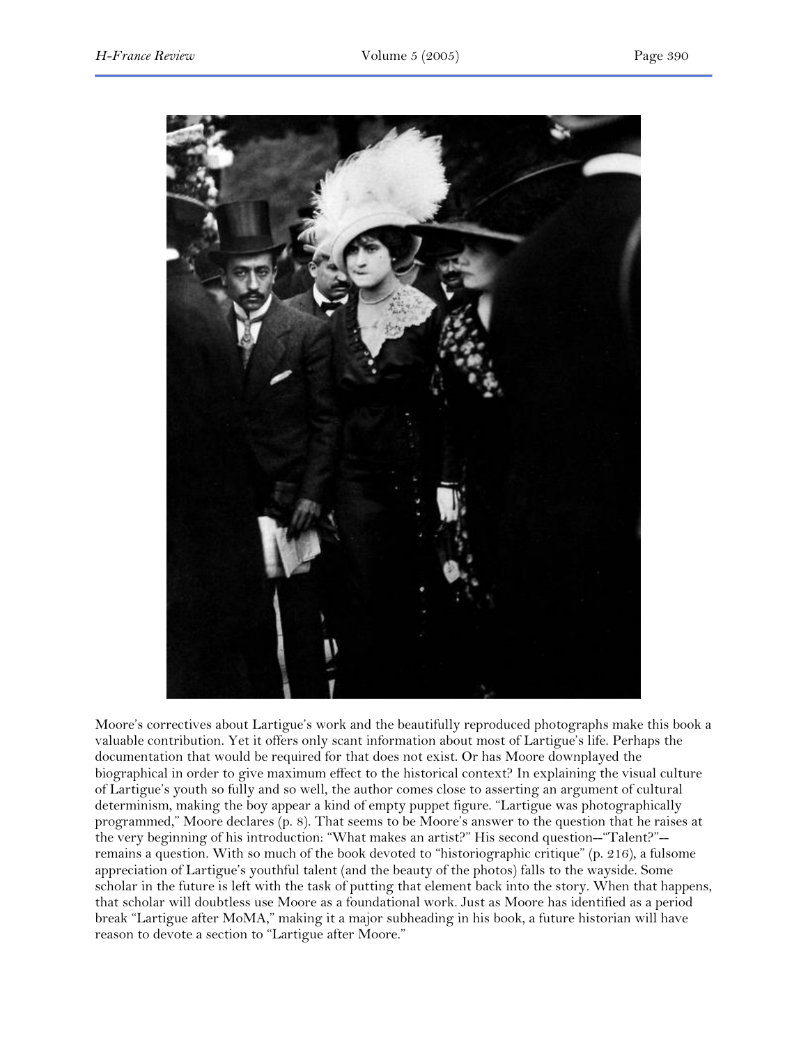Moore's correctives about Lartigue's work and the beautifully reproduced photographs make this book a valuable contribution. Yet it offers only scant information about most of Lartigue's life. Perhaps the documentation that would be required for that does not exist. Or has Moore downplayed the biographical in order to give maximum effect to the historical context? In explaining the visual culture of Lartigue's youth so fully and so well, the author comes close to asserting an argument of cultural determinism, making the boy appear a kind of empty puppet figure. "Lartigue was photographically programmed," Moore declares (p. 8). That seems to be Moore's answer to the question that he raises at the very beginning of his introduction: "What makes an artist?" His second question--"Talent?"--remains a question. With so much of the book devoted to "historiographic critique" (p. 216), a fulsome appreciation of Lartigue's youthful talent (and the beauty of the photos) falls to the wayside. Some scholar in the future is left with the task of putting that element back into the story. When that happens, that scholar will doubtless use Moore as a foundational work. Just as Moore has identified as a period break "Lartigue after MoMA," making it a major subheading in his book, a future historian will have reason to devote a section to "Lartigue after Moore."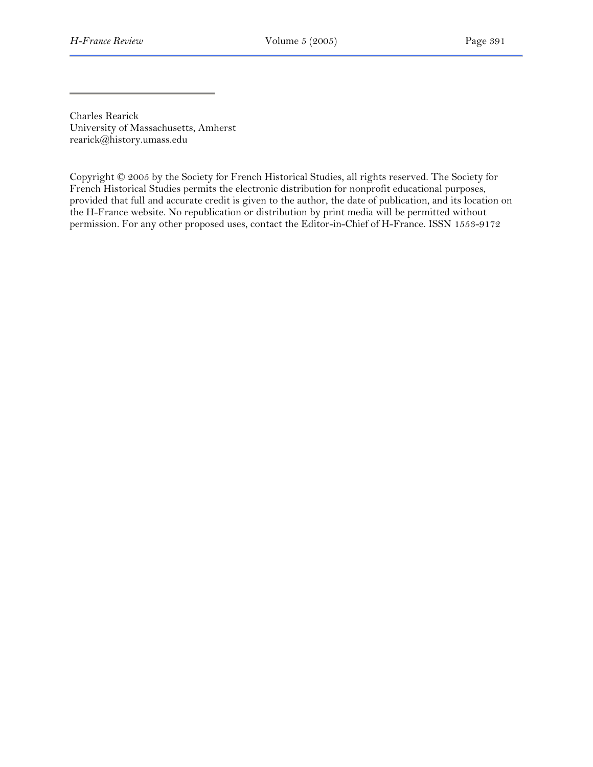---

Charles Rearick
University of Massachusetts, Amherst
rearick@history.umass.edu

Copyright © 2005 by the Society for French Historical Studies, all rights reserved. The Society for French Historical Studies permits the electronic distribution for nonprofit educational purposes, provided that full and accurate credit is given to the author, the date of publication, and its location on the H-France website. No republication or distribution by print media will be permitted without permission. For any other proposed uses, contact the Editor-in-Chief of H-France. ISSN 1553-9172